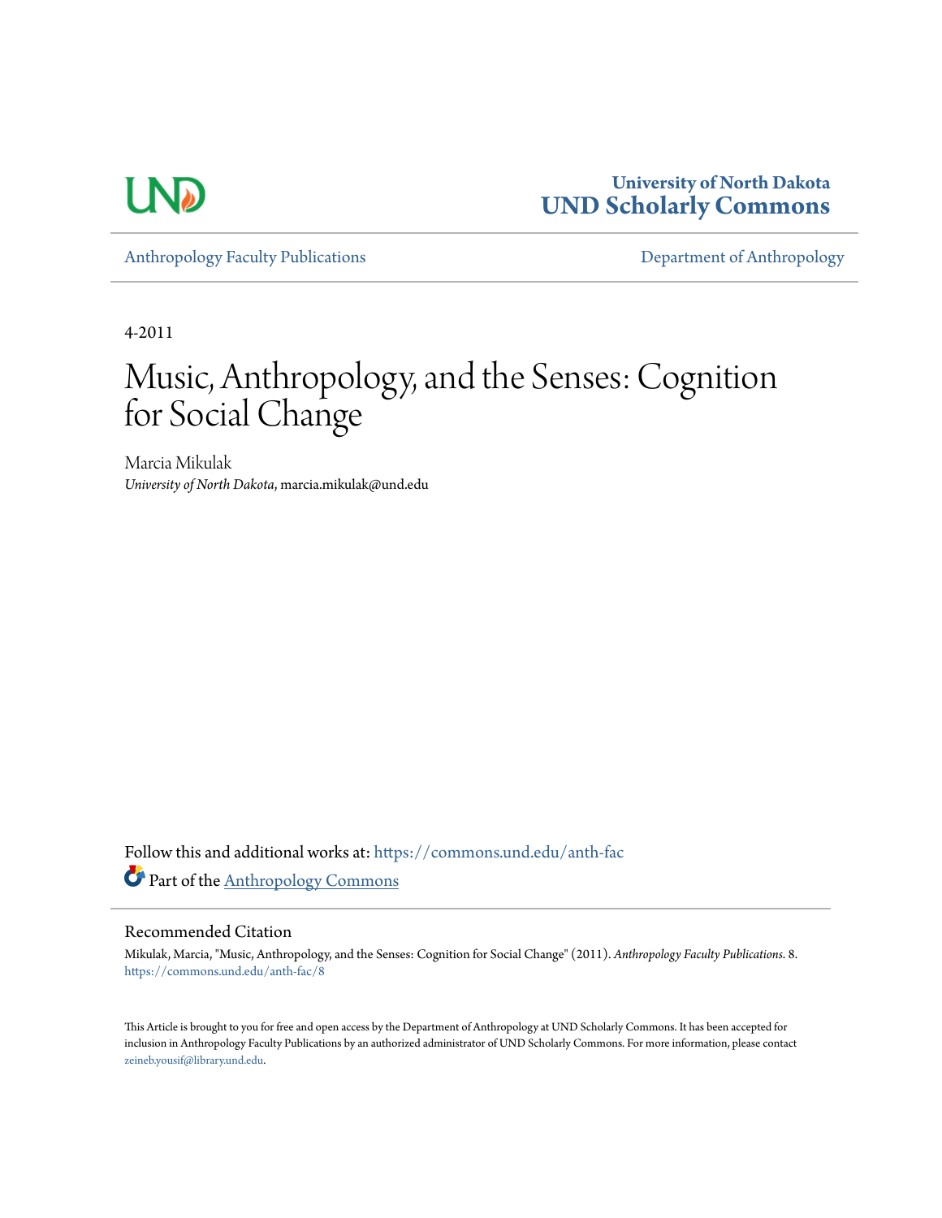University of North Dakota
**UND Scholarly Commons**

Anthropology Faculty Publications | Department of Anthropology

4-2011

# Music, Anthropology, and the Senses: Cognition for Social Change

Marcia Mikulak
*University of North Dakota*, marcia.mikulak@und.edu

Follow this and additional works at: https://commons.und.edu/anth-fac

Part of the Anthropology Commons

## Recommended Citation

Mikulak, Marcia, "Music, Anthropology, and the Senses: Cognition for Social Change" (2011). *Anthropology Faculty Publications*. 8.
https://commons.und.edu/anth-fac/8

This Article is brought to you for free and open access by the Department of Anthropology at UND Scholarly Commons. It has been accepted for inclusion in Anthropology Faculty Publications by an authorized administrator of UND Scholarly Commons. For more information, please contact zeineb.yousif@library.und.edu.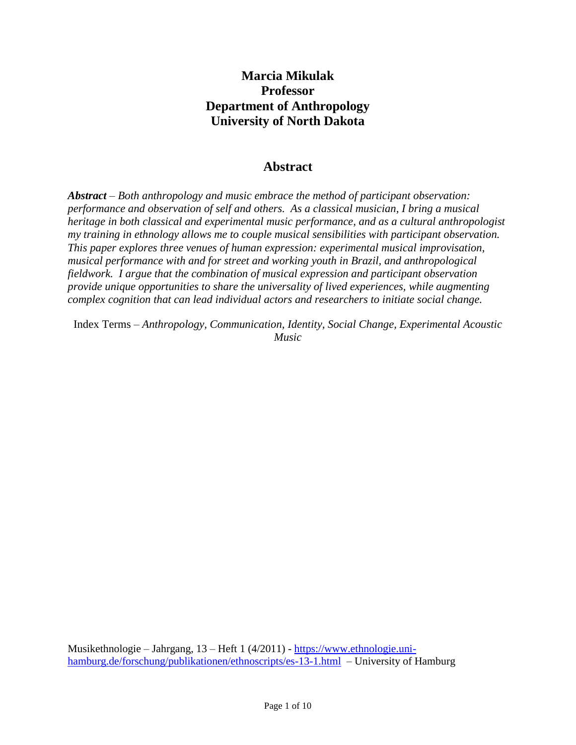**Marcia Mikulak**
**Professor**
**Department of Anthropology**
**University of North Dakota**

## Abstract

***Abstract*** *– Both anthropology and music embrace the method of participant observation: performance and observation of self and others. As a classical musician, I bring a musical heritage in both classical and experimental music performance, and as a cultural anthropologist my training in ethnology allows me to couple musical sensibilities with participant observation. This paper explores three venues of human expression: experimental musical improvisation, musical performance with and for street and working youth in Brazil, and anthropological fieldwork. I argue that the combination of musical expression and participant observation provide unique opportunities to share the universality of lived experiences, while augmenting complex cognition that can lead individual actors and researchers to initiate social change.*

Index Terms – *Anthropology, Communication, Identity, Social Change, Experimental Acoustic Music*

Musikethnologie – Jahrgang, 13 – Heft 1 (4/2011) - https://www.ethnologie.uni-hamburg.de/forschung/publikationen/ethnoscripts/es-13-1.html – University of Hamburg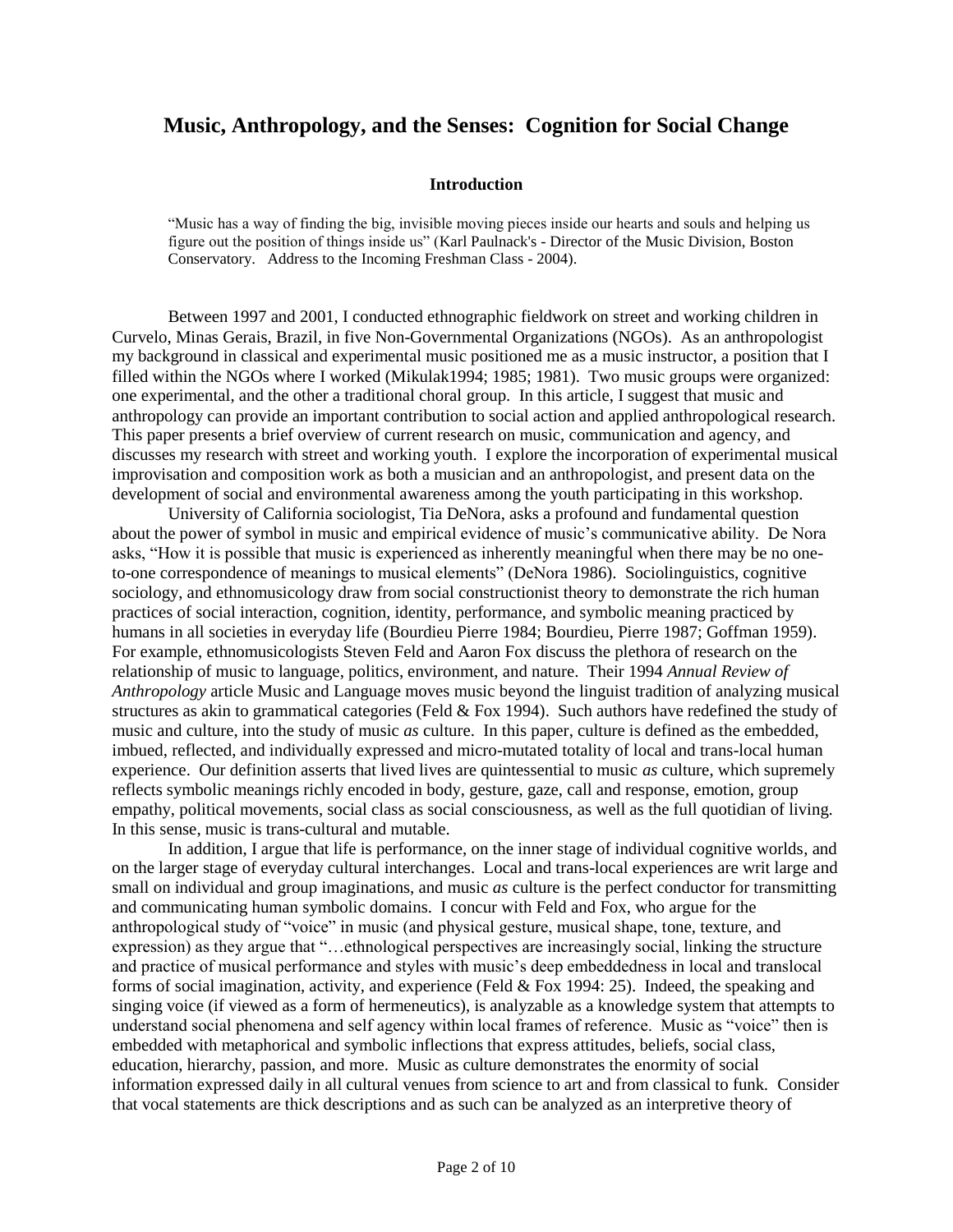# Music, Anthropology, and the Senses: Cognition for Social Change

### Introduction

> "Music has a way of finding the big, invisible moving pieces inside our hearts and souls and helping us figure out the position of things inside us" (Karl Paulnack's - Director of the Music Division, Boston Conservatory. Address to the Incoming Freshman Class - 2004).

Between 1997 and 2001, I conducted ethnographic fieldwork on street and working children in Curvelo, Minas Gerais, Brazil, in five Non-Governmental Organizations (NGOs). As an anthropologist my background in classical and experimental music positioned me as a music instructor, a position that I filled within the NGOs where I worked (Mikulak1994; 1985; 1981). Two music groups were organized: one experimental, and the other a traditional choral group. In this article, I suggest that music and anthropology can provide an important contribution to social action and applied anthropological research. This paper presents a brief overview of current research on music, communication and agency, and discusses my research with street and working youth. I explore the incorporation of experimental musical improvisation and composition work as both a musician and an anthropologist, and present data on the development of social and environmental awareness among the youth participating in this workshop.

University of California sociologist, Tia DeNora, asks a profound and fundamental question about the power of symbol in music and empirical evidence of music's communicative ability. De Nora asks, "How it is possible that music is experienced as inherently meaningful when there may be no one-to-one correspondence of meanings to musical elements" (DeNora 1986). Sociolinguistics, cognitive sociology, and ethnomusicology draw from social constructionist theory to demonstrate the rich human practices of social interaction, cognition, identity, performance, and symbolic meaning practiced by humans in all societies in everyday life (Bourdieu Pierre 1984; Bourdieu, Pierre 1987; Goffman 1959). For example, ethnomusicologists Steven Feld and Aaron Fox discuss the plethora of research on the relationship of music to language, politics, environment, and nature. Their 1994 *Annual Review of Anthropology* article Music and Language moves music beyond the linguist tradition of analyzing musical structures as akin to grammatical categories (Feld & Fox 1994). Such authors have redefined the study of music and culture, into the study of music *as* culture. In this paper, culture is defined as the embedded, imbued, reflected, and individually expressed and micro-mutated totality of local and trans-local human experience. Our definition asserts that lived lives are quintessential to music *as* culture, which supremely reflects symbolic meanings richly encoded in body, gesture, gaze, call and response, emotion, group empathy, political movements, social class as social consciousness, as well as the full quotidian of living. In this sense, music is trans-cultural and mutable.

In addition, I argue that life is performance, on the inner stage of individual cognitive worlds, and on the larger stage of everyday cultural interchanges. Local and trans-local experiences are writ large and small on individual and group imaginations, and music *as* culture is the perfect conductor for transmitting and communicating human symbolic domains. I concur with Feld and Fox, who argue for the anthropological study of "voice" in music (and physical gesture, musical shape, tone, texture, and expression) as they argue that "…ethnological perspectives are increasingly social, linking the structure and practice of musical performance and styles with music's deep embeddedness in local and translocal forms of social imagination, activity, and experience (Feld & Fox 1994: 25). Indeed, the speaking and singing voice (if viewed as a form of hermeneutics), is analyzable as a knowledge system that attempts to understand social phenomena and self agency within local frames of reference. Music as "voice" then is embedded with metaphorical and symbolic inflections that express attitudes, beliefs, social class, education, hierarchy, passion, and more. Music as culture demonstrates the enormity of social information expressed daily in all cultural venues from science to art and from classical to funk. Consider that vocal statements are thick descriptions and as such can be analyzed as an interpretive theory of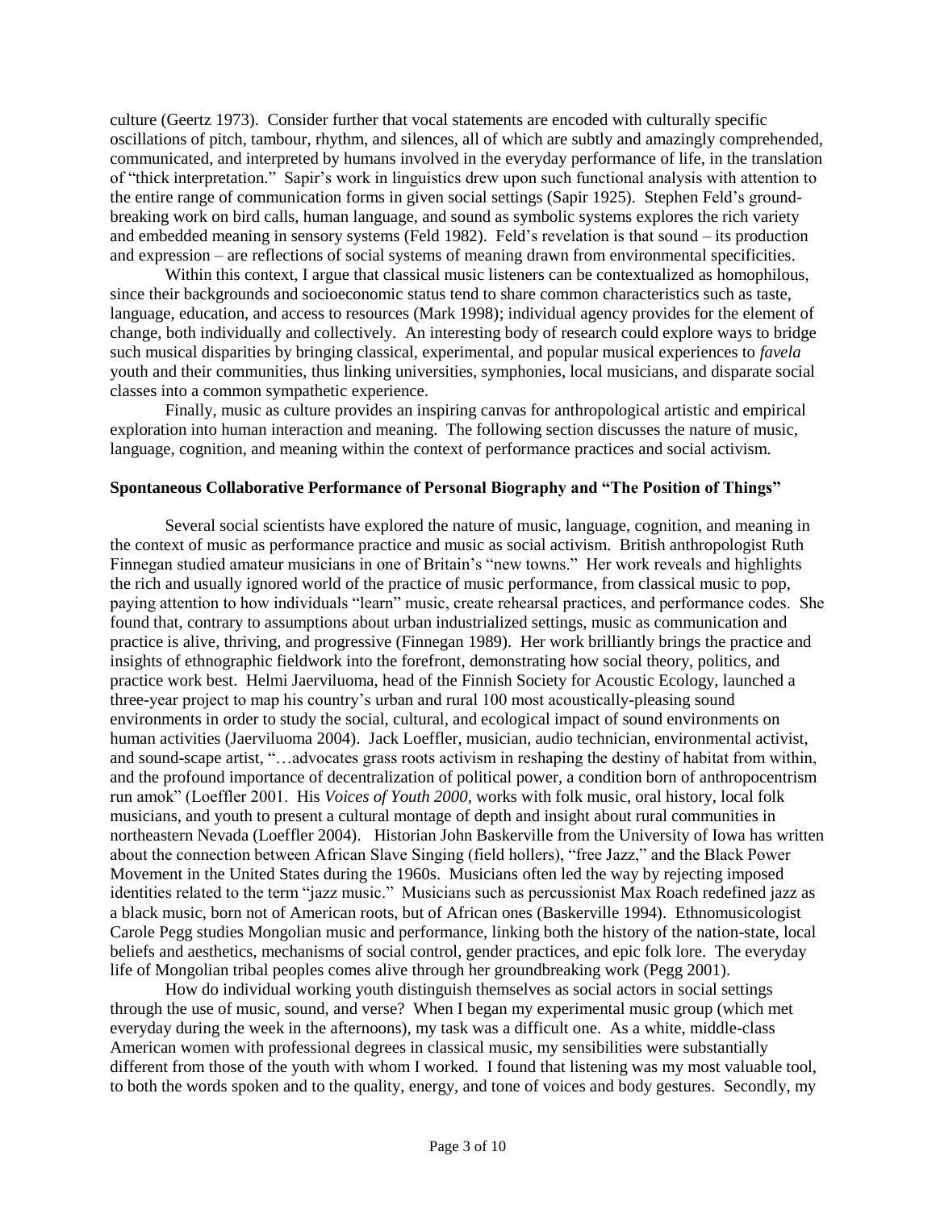culture (Geertz 1973). Consider further that vocal statements are encoded with culturally specific oscillations of pitch, tambour, rhythm, and silences, all of which are subtly and amazingly comprehended, communicated, and interpreted by humans involved in the everyday performance of life, in the translation of "thick interpretation." Sapir's work in linguistics drew upon such functional analysis with attention to the entire range of communication forms in given social settings (Sapir 1925). Stephen Feld's ground-breaking work on bird calls, human language, and sound as symbolic systems explores the rich variety and embedded meaning in sensory systems (Feld 1982). Feld's revelation is that sound – its production and expression – are reflections of social systems of meaning drawn from environmental specificities.

Within this context, I argue that classical music listeners can be contextualized as homophilous, since their backgrounds and socioeconomic status tend to share common characteristics such as taste, language, education, and access to resources (Mark 1998); individual agency provides for the element of change, both individually and collectively. An interesting body of research could explore ways to bridge such musical disparities by bringing classical, experimental, and popular musical experiences to *favela* youth and their communities, thus linking universities, symphonies, local musicians, and disparate social classes into a common sympathetic experience.

Finally, music as culture provides an inspiring canvas for anthropological artistic and empirical exploration into human interaction and meaning. The following section discusses the nature of music, language, cognition, and meaning within the context of performance practices and social activism.

**Spontaneous Collaborative Performance of Personal Biography and "The Position of Things"**

Several social scientists have explored the nature of music, language, cognition, and meaning in the context of music as performance practice and music as social activism. British anthropologist Ruth Finnegan studied amateur musicians in one of Britain's "new towns." Her work reveals and highlights the rich and usually ignored world of the practice of music performance, from classical music to pop, paying attention to how individuals "learn" music, create rehearsal practices, and performance codes. She found that, contrary to assumptions about urban industrialized settings, music as communication and practice is alive, thriving, and progressive (Finnegan 1989). Her work brilliantly brings the practice and insights of ethnographic fieldwork into the forefront, demonstrating how social theory, politics, and practice work best. Helmi Jaerviluoma, head of the Finnish Society for Acoustic Ecology, launched a three-year project to map his country's urban and rural 100 most acoustically-pleasing sound environments in order to study the social, cultural, and ecological impact of sound environments on human activities (Jaerviluoma 2004). Jack Loeffler, musician, audio technician, environmental activist, and sound-scape artist, "…advocates grass roots activism in reshaping the destiny of habitat from within, and the profound importance of decentralization of political power, a condition born of anthropocentrism run amok" (Loeffler 2001. His *Voices of Youth 2000,* works with folk music, oral history, local folk musicians, and youth to present a cultural montage of depth and insight about rural communities in northeastern Nevada (Loeffler 2004). Historian John Baskerville from the University of Iowa has written about the connection between African Slave Singing (field hollers), "free Jazz," and the Black Power Movement in the United States during the 1960s. Musicians often led the way by rejecting imposed identities related to the term "jazz music." Musicians such as percussionist Max Roach redefined jazz as a black music, born not of American roots, but of African ones (Baskerville 1994). Ethnomusicologist Carole Pegg studies Mongolian music and performance, linking both the history of the nation-state, local beliefs and aesthetics, mechanisms of social control, gender practices, and epic folk lore. The everyday life of Mongolian tribal peoples comes alive through her groundbreaking work (Pegg 2001).

How do individual working youth distinguish themselves as social actors in social settings through the use of music, sound, and verse? When I began my experimental music group (which met everyday during the week in the afternoons), my task was a difficult one. As a white, middle-class American women with professional degrees in classical music, my sensibilities were substantially different from those of the youth with whom I worked. I found that listening was my most valuable tool, to both the words spoken and to the quality, energy, and tone of voices and body gestures. Secondly, my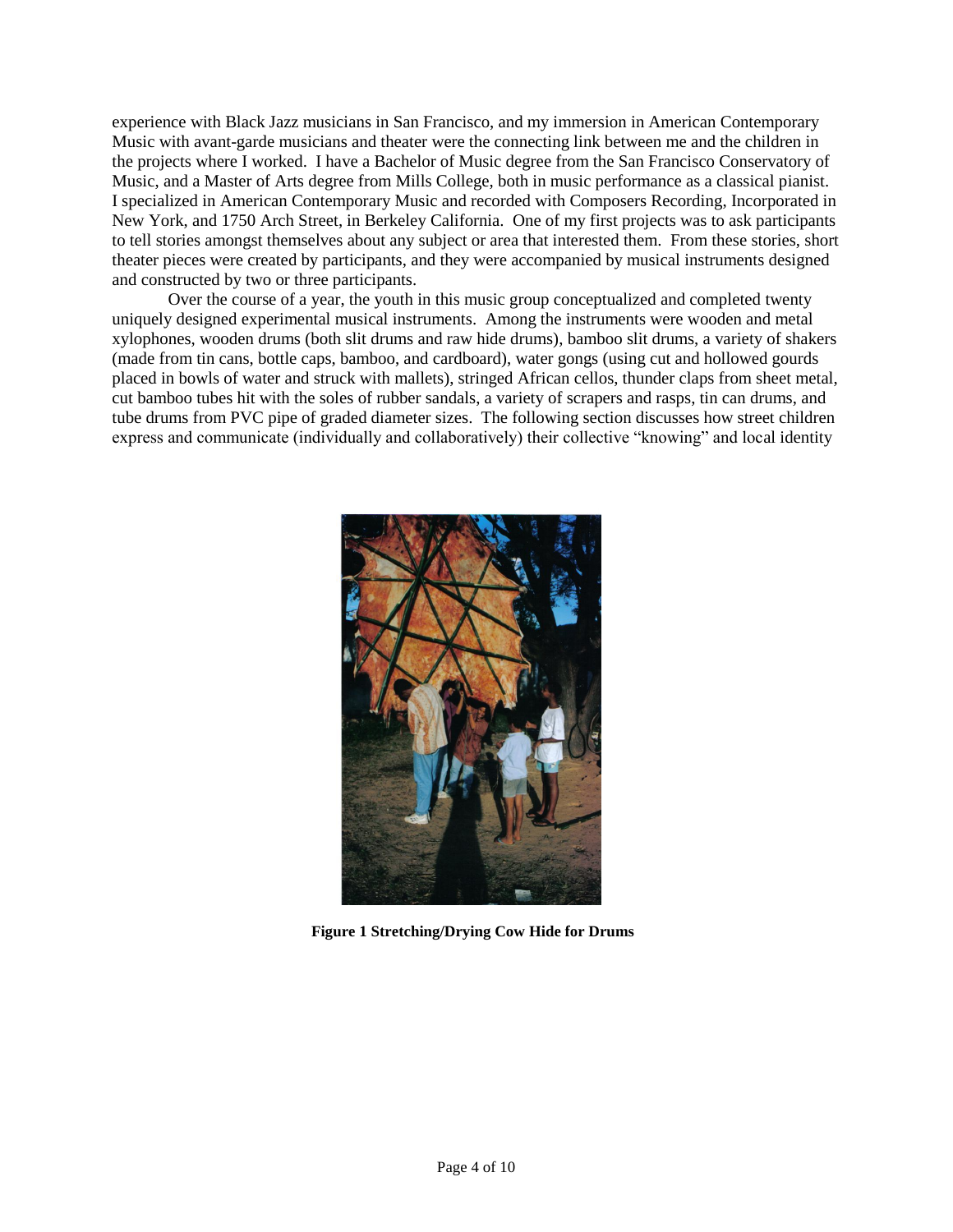experience with Black Jazz musicians in San Francisco, and my immersion in American Contemporary Music with avant-garde musicians and theater were the connecting link between me and the children in the projects where I worked. I have a Bachelor of Music degree from the San Francisco Conservatory of Music, and a Master of Arts degree from Mills College, both in music performance as a classical pianist. I specialized in American Contemporary Music and recorded with Composers Recording, Incorporated in New York, and 1750 Arch Street, in Berkeley California. One of my first projects was to ask participants to tell stories amongst themselves about any subject or area that interested them. From these stories, short theater pieces were created by participants, and they were accompanied by musical instruments designed and constructed by two or three participants.

Over the course of a year, the youth in this music group conceptualized and completed twenty uniquely designed experimental musical instruments. Among the instruments were wooden and metal xylophones, wooden drums (both slit drums and raw hide drums), bamboo slit drums, a variety of shakers (made from tin cans, bottle caps, bamboo, and cardboard), water gongs (using cut and hollowed gourds placed in bowls of water and struck with mallets), stringed African cellos, thunder claps from sheet metal, cut bamboo tubes hit with the soles of rubber sandals, a variety of scrapers and rasps, tin can drums, and tube drums from PVC pipe of graded diameter sizes. The following section discusses how street children express and communicate (individually and collaboratively) their collective "knowing" and local identity

**Figure 1 Stretching/Drying Cow Hide for Drums**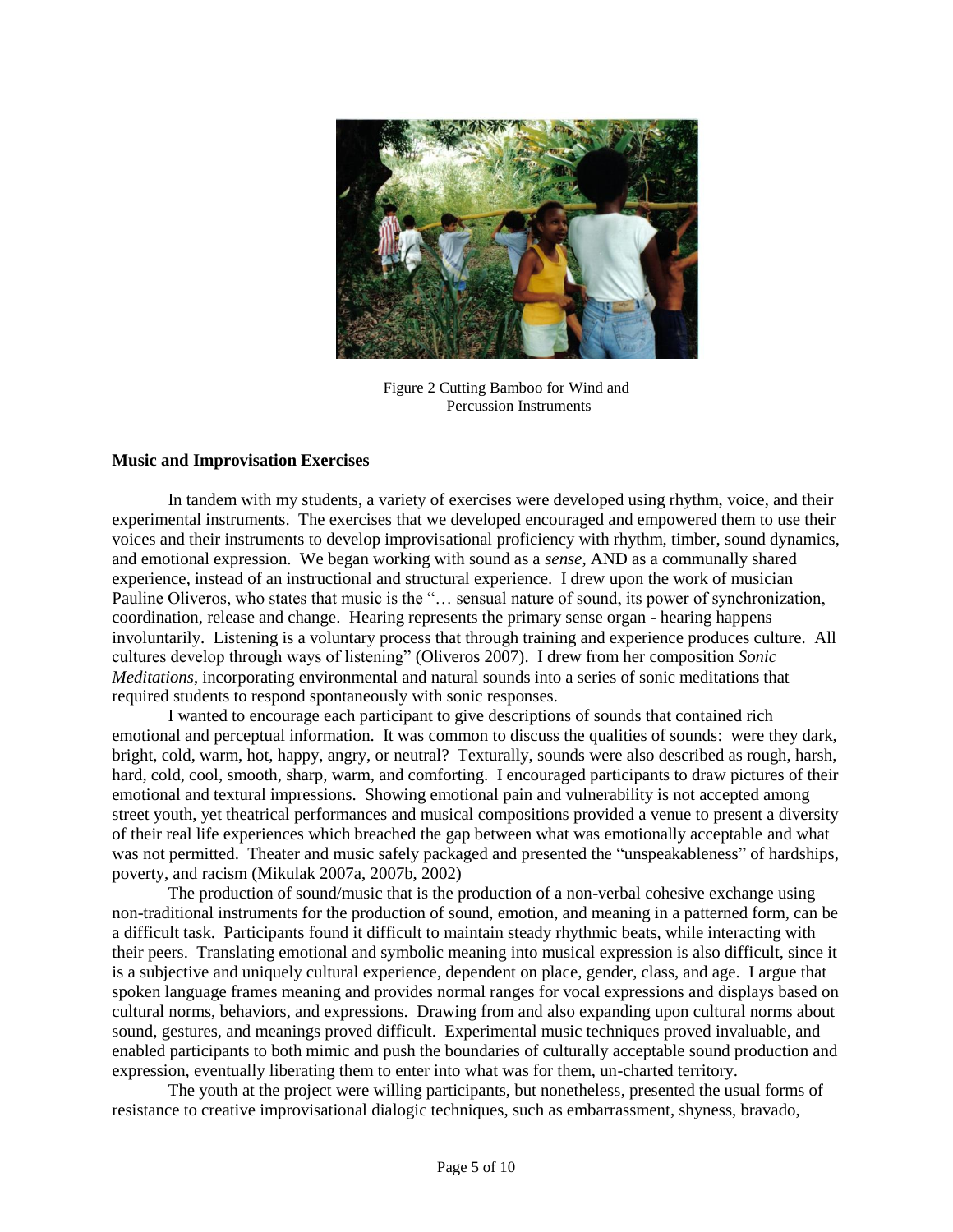Figure 2 Cutting Bamboo for Wind and Percussion Instruments

**Music and Improvisation Exercises**

In tandem with my students, a variety of exercises were developed using rhythm, voice, and their experimental instruments. The exercises that we developed encouraged and empowered them to use their voices and their instruments to develop improvisational proficiency with rhythm, timber, sound dynamics, and emotional expression. We began working with sound as a *sense*, AND as a communally shared experience, instead of an instructional and structural experience. I drew upon the work of musician Pauline Oliveros, who states that music is the "… sensual nature of sound, its power of synchronization, coordination, release and change. Hearing represents the primary sense organ - hearing happens involuntarily. Listening is a voluntary process that through training and experience produces culture. All cultures develop through ways of listening" (Oliveros 2007). I drew from her composition *Sonic Meditations,* incorporating environmental and natural sounds into a series of sonic meditations that required students to respond spontaneously with sonic responses.

I wanted to encourage each participant to give descriptions of sounds that contained rich emotional and perceptual information. It was common to discuss the qualities of sounds: were they dark, bright, cold, warm, hot, happy, angry, or neutral? Texturally, sounds were also described as rough, harsh, hard, cold, cool, smooth, sharp, warm, and comforting. I encouraged participants to draw pictures of their emotional and textural impressions. Showing emotional pain and vulnerability is not accepted among street youth, yet theatrical performances and musical compositions provided a venue to present a diversity of their real life experiences which breached the gap between what was emotionally acceptable and what was not permitted. Theater and music safely packaged and presented the "unspeakableness" of hardships, poverty, and racism (Mikulak 2007a, 2007b, 2002)

The production of sound/music that is the production of a non-verbal cohesive exchange using non-traditional instruments for the production of sound, emotion, and meaning in a patterned form, can be a difficult task. Participants found it difficult to maintain steady rhythmic beats, while interacting with their peers. Translating emotional and symbolic meaning into musical expression is also difficult, since it is a subjective and uniquely cultural experience, dependent on place, gender, class, and age. I argue that spoken language frames meaning and provides normal ranges for vocal expressions and displays based on cultural norms, behaviors, and expressions. Drawing from and also expanding upon cultural norms about sound, gestures, and meanings proved difficult. Experimental music techniques proved invaluable, and enabled participants to both mimic and push the boundaries of culturally acceptable sound production and expression, eventually liberating them to enter into what was for them, un-charted territory.

The youth at the project were willing participants, but nonetheless, presented the usual forms of resistance to creative improvisational dialogic techniques, such as embarrassment, shyness, bravado,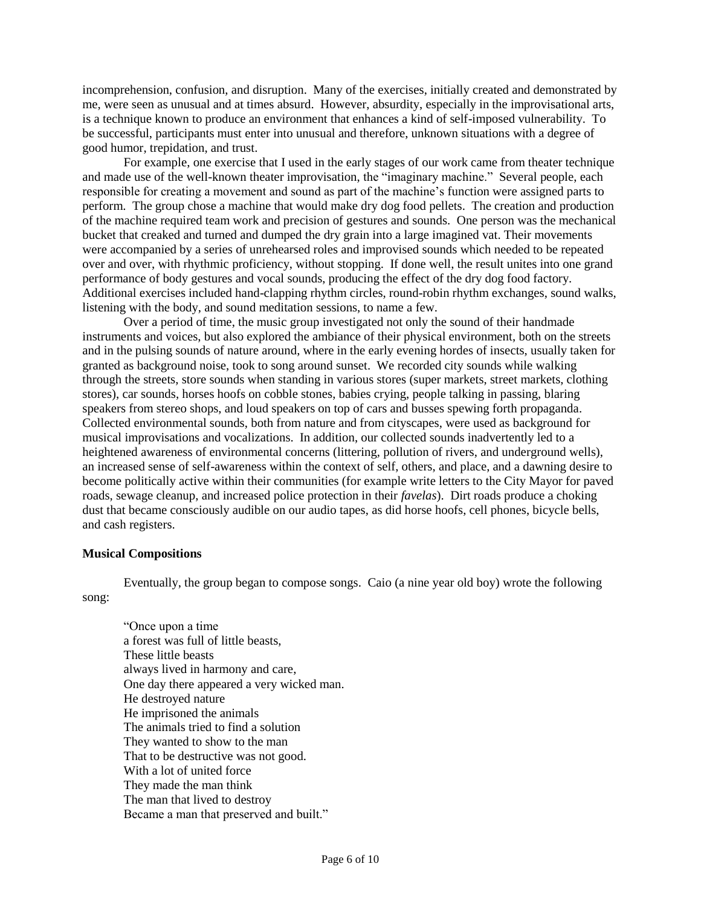incomprehension, confusion, and disruption. Many of the exercises, initially created and demonstrated by me, were seen as unusual and at times absurd. However, absurdity, especially in the improvisational arts, is a technique known to produce an environment that enhances a kind of self-imposed vulnerability. To be successful, participants must enter into unusual and therefore, unknown situations with a degree of good humor, trepidation, and trust.

For example, one exercise that I used in the early stages of our work came from theater technique and made use of the well-known theater improvisation, the "imaginary machine." Several people, each responsible for creating a movement and sound as part of the machine's function were assigned parts to perform. The group chose a machine that would make dry dog food pellets. The creation and production of the machine required team work and precision of gestures and sounds. One person was the mechanical bucket that creaked and turned and dumped the dry grain into a large imagined vat. Their movements were accompanied by a series of unrehearsed roles and improvised sounds which needed to be repeated over and over, with rhythmic proficiency, without stopping. If done well, the result unites into one grand performance of body gestures and vocal sounds, producing the effect of the dry dog food factory. Additional exercises included hand-clapping rhythm circles, round-robin rhythm exchanges, sound walks, listening with the body, and sound meditation sessions, to name a few.

Over a period of time, the music group investigated not only the sound of their handmade instruments and voices, but also explored the ambiance of their physical environment, both on the streets and in the pulsing sounds of nature around, where in the early evening hordes of insects, usually taken for granted as background noise, took to song around sunset. We recorded city sounds while walking through the streets, store sounds when standing in various stores (super markets, street markets, clothing stores), car sounds, horses hoofs on cobble stones, babies crying, people talking in passing, blaring speakers from stereo shops, and loud speakers on top of cars and busses spewing forth propaganda. Collected environmental sounds, both from nature and from cityscapes, were used as background for musical improvisations and vocalizations. In addition, our collected sounds inadvertently led to a heightened awareness of environmental concerns (littering, pollution of rivers, and underground wells), an increased sense of self-awareness within the context of self, others, and place, and a dawning desire to become politically active within their communities (for example write letters to the City Mayor for paved roads, sewage cleanup, and increased police protection in their *favelas*). Dirt roads produce a choking dust that became consciously audible on our audio tapes, as did horse hoofs, cell phones, bicycle bells, and cash registers.

**Musical Compositions**

Eventually, the group began to compose songs. Caio (a nine year old boy) wrote the following song:

> "Once upon a time
> a forest was full of little beasts,
> These little beasts
> always lived in harmony and care,
> One day there appeared a very wicked man.
> He destroyed nature
> He imprisoned the animals
> The animals tried to find a solution
> They wanted to show to the man
> That to be destructive was not good.
> With a lot of united force
> They made the man think
> The man that lived to destroy
> Became a man that preserved and built."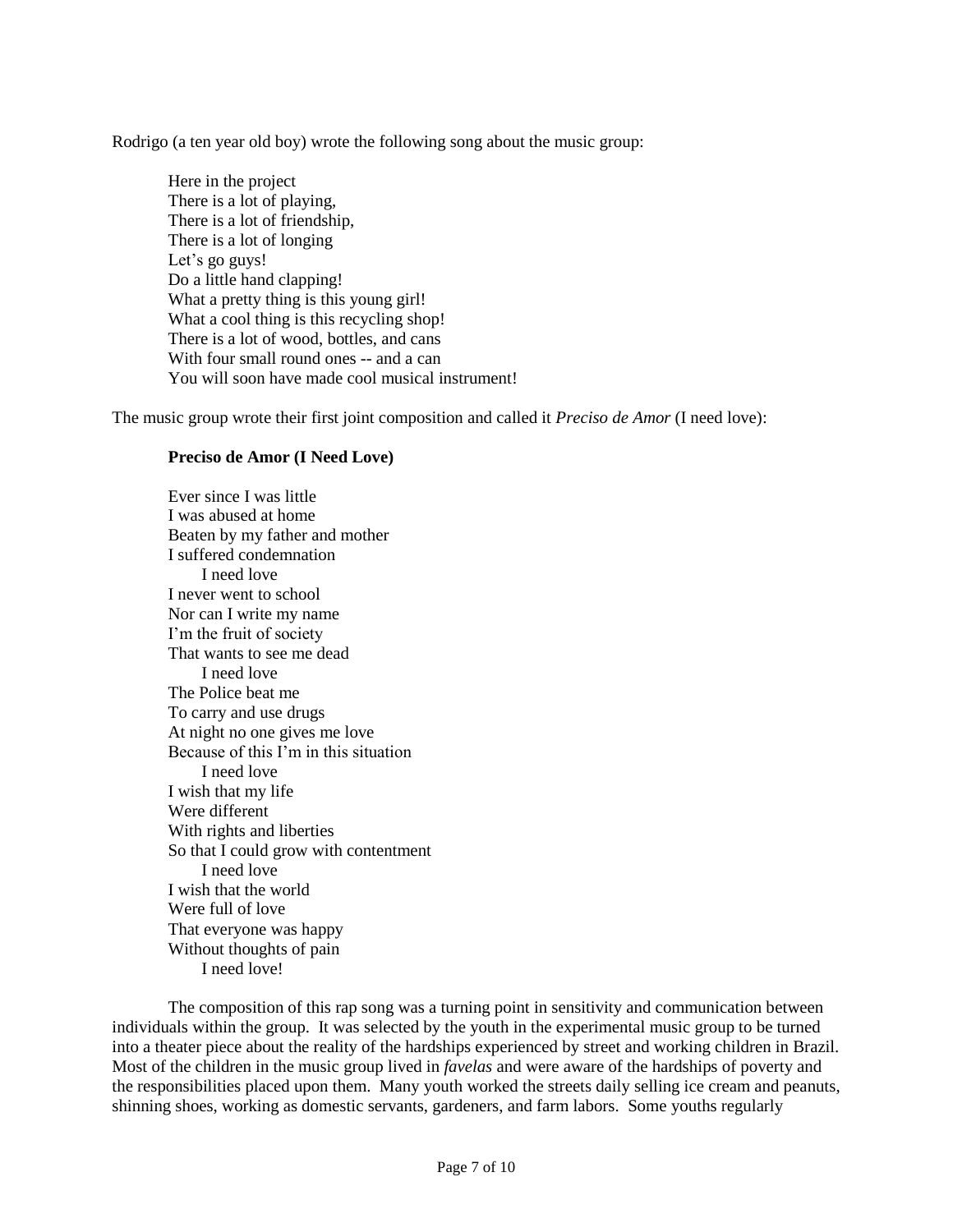Rodrigo (a ten year old boy) wrote the following song about the music group:

> Here in the project  
> There is a lot of playing,  
> There is a lot of friendship,  
> There is a lot of longing  
> Let's go guys!  
> Do a little hand clapping!  
> What a pretty thing is this young girl!  
> What a cool thing is this recycling shop!  
> There is a lot of wood, bottles, and cans  
> With four small round ones -- and a can  
> You will soon have made cool musical instrument!

The music group wrote their first joint composition and called it *Preciso de Amor* (I need love):

> **Preciso de Amor (I Need Love)**
>
> Ever since I was little  
> I was abused at home  
> Beaten by my father and mother  
> I suffered condemnation  
> &nbsp;&nbsp;&nbsp;&nbsp;I need love  
> I never went to school  
> Nor can I write my name  
> I'm the fruit of society  
> That wants to see me dead  
> &nbsp;&nbsp;&nbsp;&nbsp;I need love  
> The Police beat me  
> To carry and use drugs  
> At night no one gives me love  
> Because of this I'm in this situation  
> &nbsp;&nbsp;&nbsp;&nbsp;I need love  
> I wish that my life  
> Were different  
> With rights and liberties  
> So that I could grow with contentment  
> &nbsp;&nbsp;&nbsp;&nbsp;I need love  
> I wish that the world  
> Were full of love  
> That everyone was happy  
> Without thoughts of pain  
> &nbsp;&nbsp;&nbsp;&nbsp;I need love!

The composition of this rap song was a turning point in sensitivity and communication between individuals within the group. It was selected by the youth in the experimental music group to be turned into a theater piece about the reality of the hardships experienced by street and working children in Brazil. Most of the children in the music group lived in *favelas* and were aware of the hardships of poverty and the responsibilities placed upon them. Many youth worked the streets daily selling ice cream and peanuts, shinning shoes, working as domestic servants, gardeners, and farm labors. Some youths regularly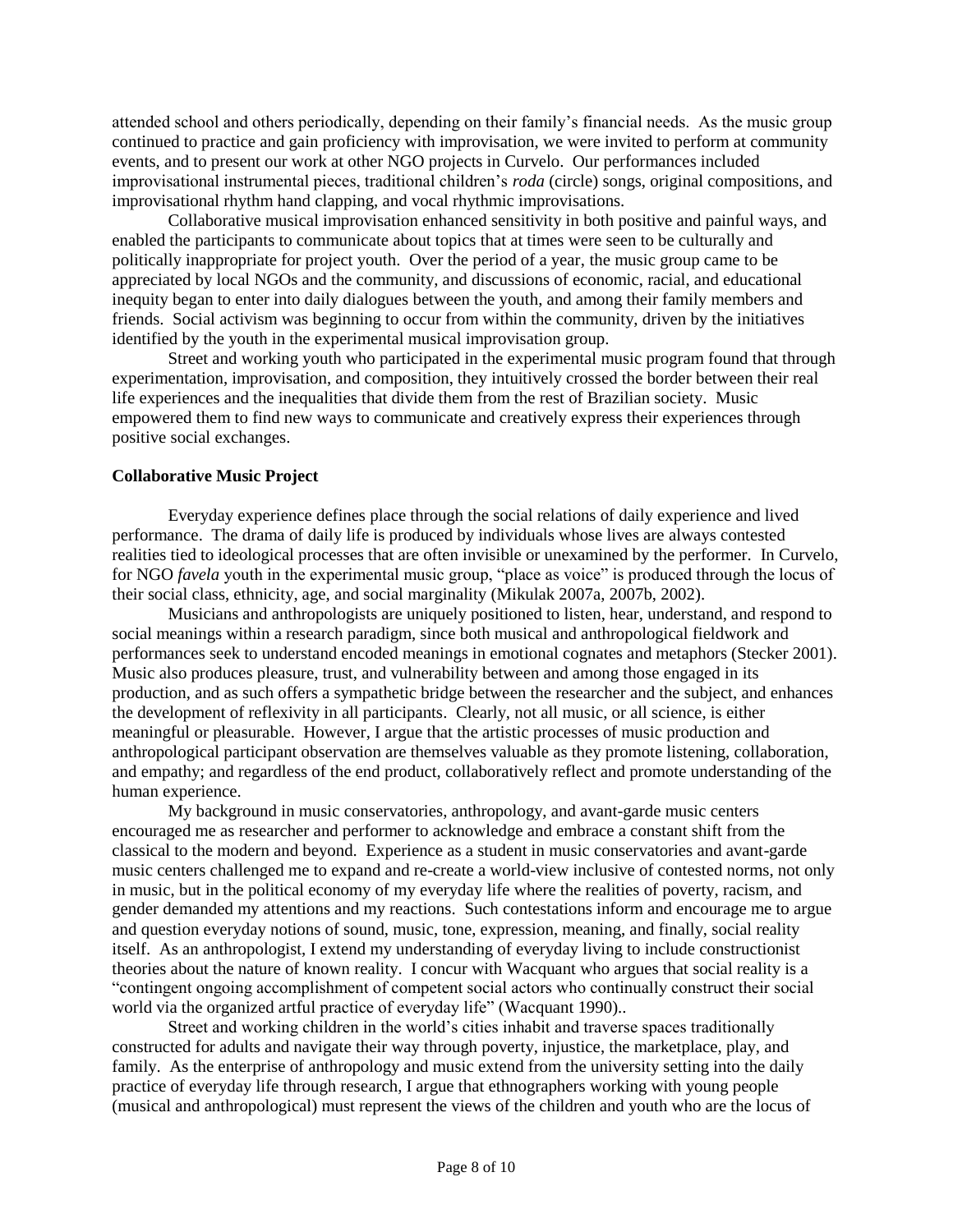attended school and others periodically, depending on their family's financial needs. As the music group continued to practice and gain proficiency with improvisation, we were invited to perform at community events, and to present our work at other NGO projects in Curvelo. Our performances included improvisational instrumental pieces, traditional children's *roda* (circle) songs, original compositions, and improvisational rhythm hand clapping, and vocal rhythmic improvisations.

Collaborative musical improvisation enhanced sensitivity in both positive and painful ways, and enabled the participants to communicate about topics that at times were seen to be culturally and politically inappropriate for project youth. Over the period of a year, the music group came to be appreciated by local NGOs and the community, and discussions of economic, racial, and educational inequity began to enter into daily dialogues between the youth, and among their family members and friends. Social activism was beginning to occur from within the community, driven by the initiatives identified by the youth in the experimental musical improvisation group.

Street and working youth who participated in the experimental music program found that through experimentation, improvisation, and composition, they intuitively crossed the border between their real life experiences and the inequalities that divide them from the rest of Brazilian society. Music empowered them to find new ways to communicate and creatively express their experiences through positive social exchanges.

**Collaborative Music Project**

Everyday experience defines place through the social relations of daily experience and lived performance. The drama of daily life is produced by individuals whose lives are always contested realities tied to ideological processes that are often invisible or unexamined by the performer. In Curvelo, for NGO *favela* youth in the experimental music group, "place as voice" is produced through the locus of their social class, ethnicity, age, and social marginality (Mikulak 2007a, 2007b, 2002).

Musicians and anthropologists are uniquely positioned to listen, hear, understand, and respond to social meanings within a research paradigm, since both musical and anthropological fieldwork and performances seek to understand encoded meanings in emotional cognates and metaphors (Stecker 2001). Music also produces pleasure, trust, and vulnerability between and among those engaged in its production, and as such offers a sympathetic bridge between the researcher and the subject, and enhances the development of reflexivity in all participants. Clearly, not all music, or all science, is either meaningful or pleasurable. However, I argue that the artistic processes of music production and anthropological participant observation are themselves valuable as they promote listening, collaboration, and empathy; and regardless of the end product, collaboratively reflect and promote understanding of the human experience.

My background in music conservatories, anthropology, and avant-garde music centers encouraged me as researcher and performer to acknowledge and embrace a constant shift from the classical to the modern and beyond. Experience as a student in music conservatories and avant-garde music centers challenged me to expand and re-create a world-view inclusive of contested norms, not only in music, but in the political economy of my everyday life where the realities of poverty, racism, and gender demanded my attentions and my reactions. Such contestations inform and encourage me to argue and question everyday notions of sound, music, tone, expression, meaning, and finally, social reality itself. As an anthropologist, I extend my understanding of everyday living to include constructionist theories about the nature of known reality. I concur with Wacquant who argues that social reality is a "contingent ongoing accomplishment of competent social actors who continually construct their social world via the organized artful practice of everyday life" (Wacquant 1990)..

Street and working children in the world's cities inhabit and traverse spaces traditionally constructed for adults and navigate their way through poverty, injustice, the marketplace, play, and family. As the enterprise of anthropology and music extend from the university setting into the daily practice of everyday life through research, I argue that ethnographers working with young people (musical and anthropological) must represent the views of the children and youth who are the locus of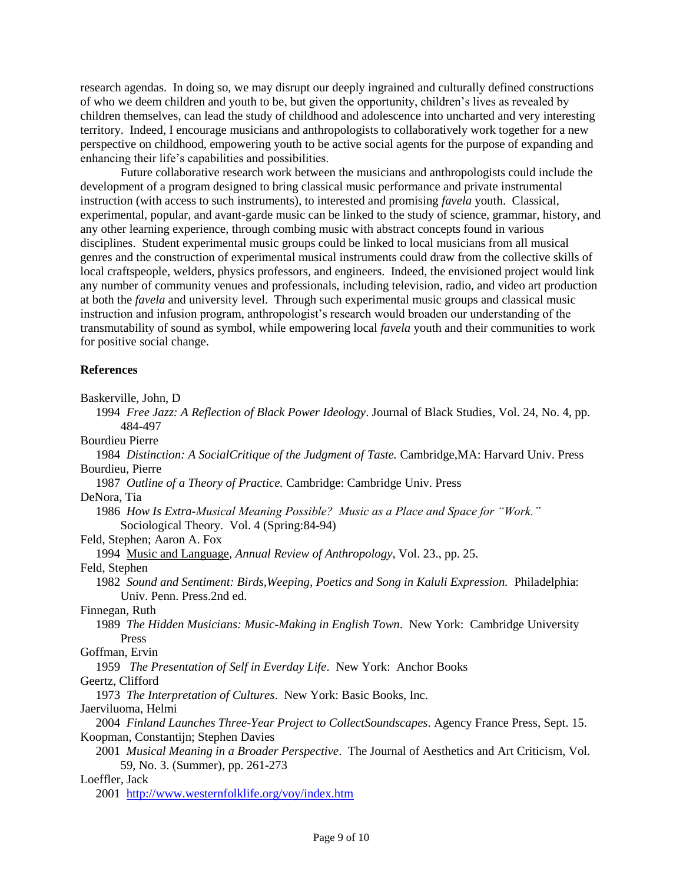research agendas. In doing so, we may disrupt our deeply ingrained and culturally defined constructions of who we deem children and youth to be, but given the opportunity, children's lives as revealed by children themselves, can lead the study of childhood and adolescence into uncharted and very interesting territory. Indeed, I encourage musicians and anthropologists to collaboratively work together for a new perspective on childhood, empowering youth to be active social agents for the purpose of expanding and enhancing their life's capabilities and possibilities.

Future collaborative research work between the musicians and anthropologists could include the development of a program designed to bring classical music performance and private instrumental instruction (with access to such instruments), to interested and promising *favela* youth. Classical, experimental, popular, and avant-garde music can be linked to the study of science, grammar, history, and any other learning experience, through combing music with abstract concepts found in various disciplines. Student experimental music groups could be linked to local musicians from all musical genres and the construction of experimental musical instruments could draw from the collective skills of local craftspeople, welders, physics professors, and engineers. Indeed, the envisioned project would link any number of community venues and professionals, including television, radio, and video art production at both the *favela* and university level. Through such experimental music groups and classical music instruction and infusion program, anthropologist's research would broaden our understanding of the transmutability of sound as symbol, while empowering local *favela* youth and their communities to work for positive social change.

**References**

Baskerville, John, D
1994 *Free Jazz: A Reflection of Black Power Ideology*. Journal of Black Studies, Vol. 24, No. 4, pp. 484-497

Bourdieu Pierre
1984 *Distinction: A SocialCritique of the Judgment of Taste.* Cambridge,MA: Harvard Univ. Press

Bourdieu, Pierre
1987 *Outline of a Theory of Practice.* Cambridge: Cambridge Univ. Press

DeNora, Tia
1986 *How Is Extra-Musical Meaning Possible? Music as a Place and Space for "Work."* Sociological Theory. Vol. 4 (Spring:84-94)

Feld, Stephen; Aaron A. Fox
1994 Music and Language, *Annual Review of Anthropology*, Vol. 23., pp. 25.

Feld, Stephen
1982 *Sound and Sentiment: Birds,Weeping, Poetics and Song in Kaluli Expression.* Philadelphia: Univ. Penn. Press.2nd ed.

Finnegan, Ruth
1989 *The Hidden Musicians: Music-Making in English Town*. New York: Cambridge University Press

Goffman, Ervin
1959 *The Presentation of Self in Everday Life*. New York: Anchor Books

Geertz, Clifford
1973 *The Interpretation of Cultures*. New York: Basic Books, Inc.

Jaerviluoma, Helmi
2004 *Finland Launches Three-Year Project to CollectSoundscapes*. Agency France Press, Sept. 15.

Koopman, Constantijn; Stephen Davies
2001 *Musical Meaning in a Broader Perspective*. The Journal of Aesthetics and Art Criticism, Vol. 59, No. 3. (Summer), pp. 261-273

Loeffler, Jack
2001 http://www.westernfolklife.org/voy/index.htm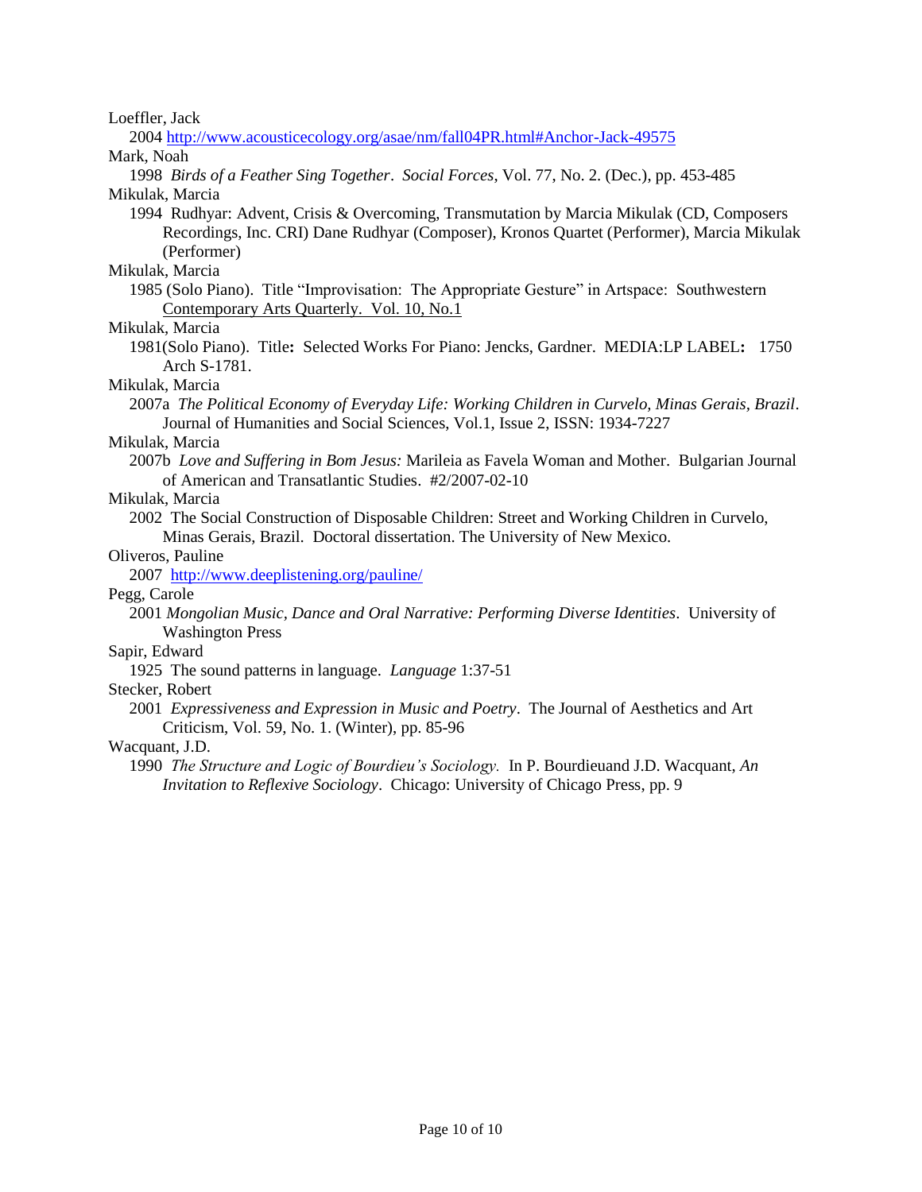Loeffler, Jack

2004 http://www.acousticecology.org/asae/nm/fall04PR.html#Anchor-Jack-49575

Mark, Noah

1998 *Birds of a Feather Sing Together*. *Social Forces*, Vol. 77, No. 2. (Dec.), pp. 453-485

Mikulak, Marcia

1994 Rudhyar: Advent, Crisis & Overcoming, Transmutation by Marcia Mikulak (CD, Composers Recordings, Inc. CRI) Dane Rudhyar (Composer), Kronos Quartet (Performer), Marcia Mikulak (Performer)

Mikulak, Marcia

1985 (Solo Piano). Title "Improvisation: The Appropriate Gesture" in Artspace: Southwestern Contemporary Arts Quarterly. Vol. 10, No.1

Mikulak, Marcia

1981(Solo Piano). Title**:** Selected Works For Piano: Jencks, Gardner. MEDIA:LP LABEL**:** 1750 Arch S-1781.

Mikulak, Marcia

2007a *The Political Economy of Everyday Life: Working Children in Curvelo, Minas Gerais, Brazil*. Journal of Humanities and Social Sciences, Vol.1, Issue 2, ISSN: 1934-7227

Mikulak, Marcia

2007b *Love and Suffering in Bom Jesus:* Marileia as Favela Woman and Mother. Bulgarian Journal of American and Transatlantic Studies. #2/2007-02-10

Mikulak, Marcia

2002 The Social Construction of Disposable Children: Street and Working Children in Curvelo, Minas Gerais, Brazil. Doctoral dissertation. The University of New Mexico.

Oliveros, Pauline

2007 http://www.deeplistening.org/pauline/

Pegg, Carole

2001 *Mongolian Music, Dance and Oral Narrative: Performing Diverse Identities*. University of Washington Press

Sapir, Edward

1925 The sound patterns in language. *Language* 1:37-51

Stecker, Robert

2001 *Expressiveness and Expression in Music and Poetry*. The Journal of Aesthetics and Art Criticism, Vol. 59, No. 1. (Winter), pp. 85-96

Wacquant, J.D.

1990 *The Structure and Logic of Bourdieu's Sociology.* In P. Bourdieuand J.D. Wacquant, *An Invitation to Reflexive Sociology*. Chicago: University of Chicago Press, pp. 9